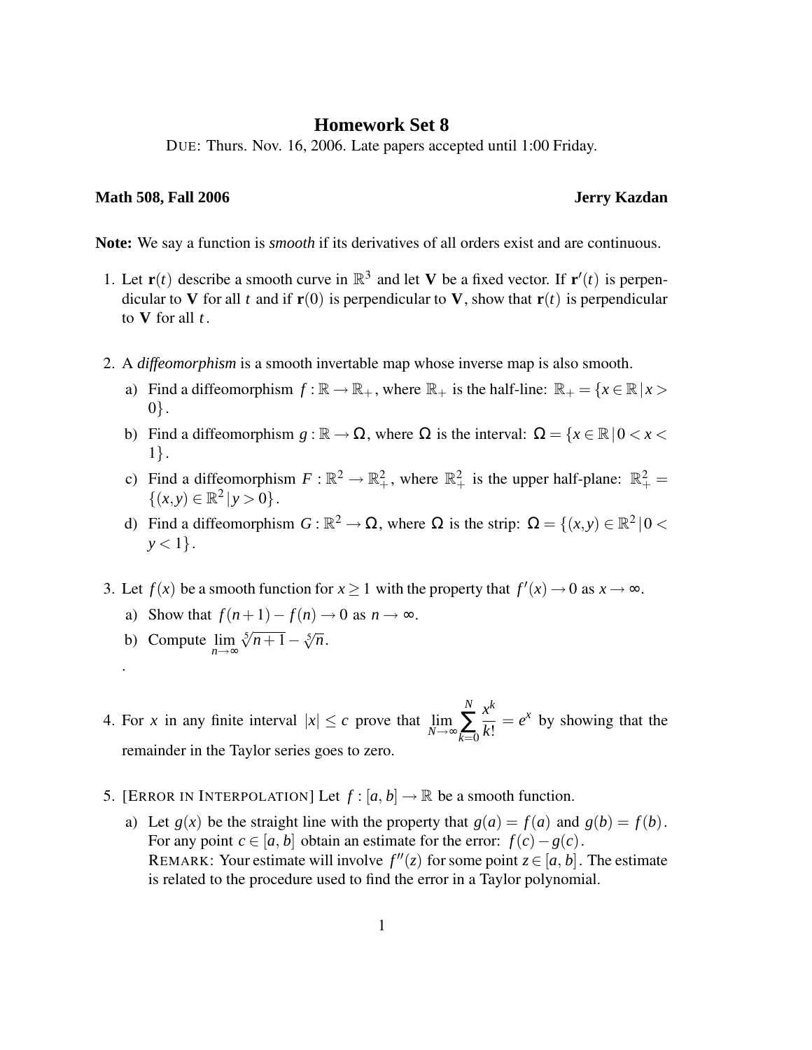# Homework Set 8

DUE: Thurs. Nov. 16, 2006. Late papers accepted until 1:00 Friday.

**Math 508, Fall 2006** **Jerry Kazdan**

**Note:** We say a function is *smooth* if its derivatives of all orders exist and are continuous.

1. Let $\mathbf{r}(t)$ describe a smooth curve in $\mathbb{R}^3$ and let $\mathbf{V}$ be a fixed vector. If $\mathbf{r}'(t)$ is perpendicular to $\mathbf{V}$ for all $t$ and if $\mathbf{r}(0)$ is perpendicular to $\mathbf{V}$, show that $\mathbf{r}(t)$ is perpendicular to $\mathbf{V}$ for all $t$.

2. A *diffeomorphism* is a smooth invertable map whose inverse map is also smooth.

   a) Find a diffeomorphism $f : \mathbb{R} \to \mathbb{R}_+$, where $\mathbb{R}_+$ is the half-line: $\mathbb{R}_+ = \{x \in \mathbb{R} \,|\, x > 0\}$.

   b) Find a diffeomorphism $g : \mathbb{R} \to \Omega$, where $\Omega$ is the interval: $\Omega = \{x \in \mathbb{R} \,|\, 0 < x < 1\}$.

   c) Find a diffeomorphism $F : \mathbb{R}^2 \to \mathbb{R}^2_+$, where $\mathbb{R}^2_+$ is the upper half-plane: $\mathbb{R}^2_+ = \{(x,y) \in \mathbb{R}^2 \,|\, y > 0\}$.

   d) Find a diffeomorphism $G : \mathbb{R}^2 \to \Omega$, where $\Omega$ is the strip: $\Omega = \{(x,y) \in \mathbb{R}^2 \,|\, 0 < y < 1\}$.

3. Let $f(x)$ be a smooth function for $x \geq 1$ with the property that $f'(x) \to 0$ as $x \to \infty$.

   a) Show that $f(n+1) - f(n) \to 0$ as $n \to \infty$.

   b) Compute $\lim\limits_{n\to\infty} \sqrt[5]{n+1} - \sqrt[5]{n}$.

   .

4. For $x$ in any finite interval $|x| \leq c$ prove that $\lim\limits_{N\to\infty} \sum\limits_{k=0}^{N} \dfrac{x^k}{k!} = e^x$ by showing that the remainder in the Taylor series goes to zero.

5. [ERROR IN INTERPOLATION] Let $f : [a,\, b] \to \mathbb{R}$ be a smooth function.

   a) Let $g(x)$ be the straight line with the property that $g(a) = f(a)$ and $g(b) = f(b)$. For any point $c \in [a,\, b]$ obtain an estimate for the error: $f(c) - g(c)$.
   REMARK: Your estimate will involve $f''(z)$ for some point $z \in [a,\, b]$. The estimate is related to the procedure used to find the error in a Taylor polynomial.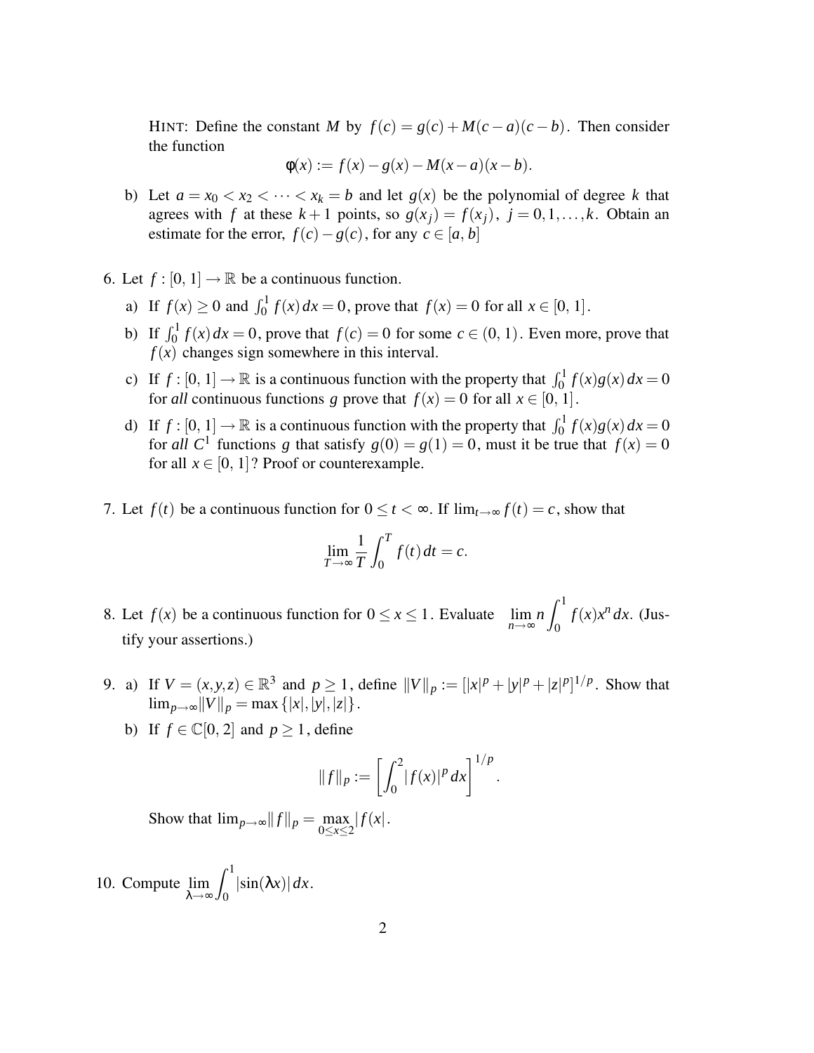HINT: Define the constant $M$ by $f(c) = g(c) + M(c-a)(c-b)$. Then consider the function

$$\varphi(x) := f(x) - g(x) - M(x-a)(x-b).$$

b) Let $a = x_0 < x_2 < \cdots < x_k = b$ and let $g(x)$ be the polynomial of degree $k$ that agrees with $f$ at these $k+1$ points, so $g(x_j) = f(x_j)$, $j = 0, 1, \ldots, k$. Obtain an estimate for the error, $f(c) - g(c)$, for any $c \in [a, b]$

6. Let $f : [0, 1] \to \mathbb{R}$ be a continuous function.

   a) If $f(x) \geq 0$ and $\int_0^1 f(x)\,dx = 0$, prove that $f(x) = 0$ for all $x \in [0, 1]$.

   b) If $\int_0^1 f(x)\,dx = 0$, prove that $f(c) = 0$ for some $c \in (0, 1)$. Even more, prove that $f(x)$ changes sign somewhere in this interval.

   c) If $f : [0, 1] \to \mathbb{R}$ is a continuous function with the property that $\int_0^1 f(x)g(x)\,dx = 0$ for *all* continuous functions $g$ prove that $f(x) = 0$ for all $x \in [0, 1]$.

   d) If $f : [0, 1] \to \mathbb{R}$ is a continuous function with the property that $\int_0^1 f(x)g(x)\,dx = 0$ for *all* $C^1$ functions $g$ that satisfy $g(0) = g(1) = 0$, must it be true that $f(x) = 0$ for all $x \in [0, 1]$? Proof or counterexample.

7. Let $f(t)$ be a continuous function for $0 \leq t < \infty$. If $\lim_{t\to\infty} f(t) = c$, show that

$$\lim_{T\to\infty} \frac{1}{T} \int_0^T f(t)\,dt = c.$$

8. Let $f(x)$ be a continuous function for $0 \leq x \leq 1$. Evaluate $\displaystyle\lim_{n\to\infty} n \int_0^1 f(x)x^n\,dx$. (Justify your assertions.)

9. a) If $V = (x, y, z) \in \mathbb{R}^3$ and $p \geq 1$, define $\|V\|_p := [|x|^p + |y|^p + |z|^p]^{1/p}$. Show that $\lim_{p\to\infty} \|V\|_p = \max\{|x|, |y|, |z|\}$.

   b) If $f \in \mathbb{C}[0, 2]$ and $p \geq 1$, define

$$\|f\|_p := \left[\int_0^2 |f(x)|^p\,dx\right]^{1/p}.$$

   Show that $\lim_{p\to\infty} \|f\|_p = \max\limits_{0\leq x\leq 2} |f(x|$.

10. Compute $\displaystyle\lim_{\lambda\to\infty} \int_0^1 |\sin(\lambda x)|\,dx$.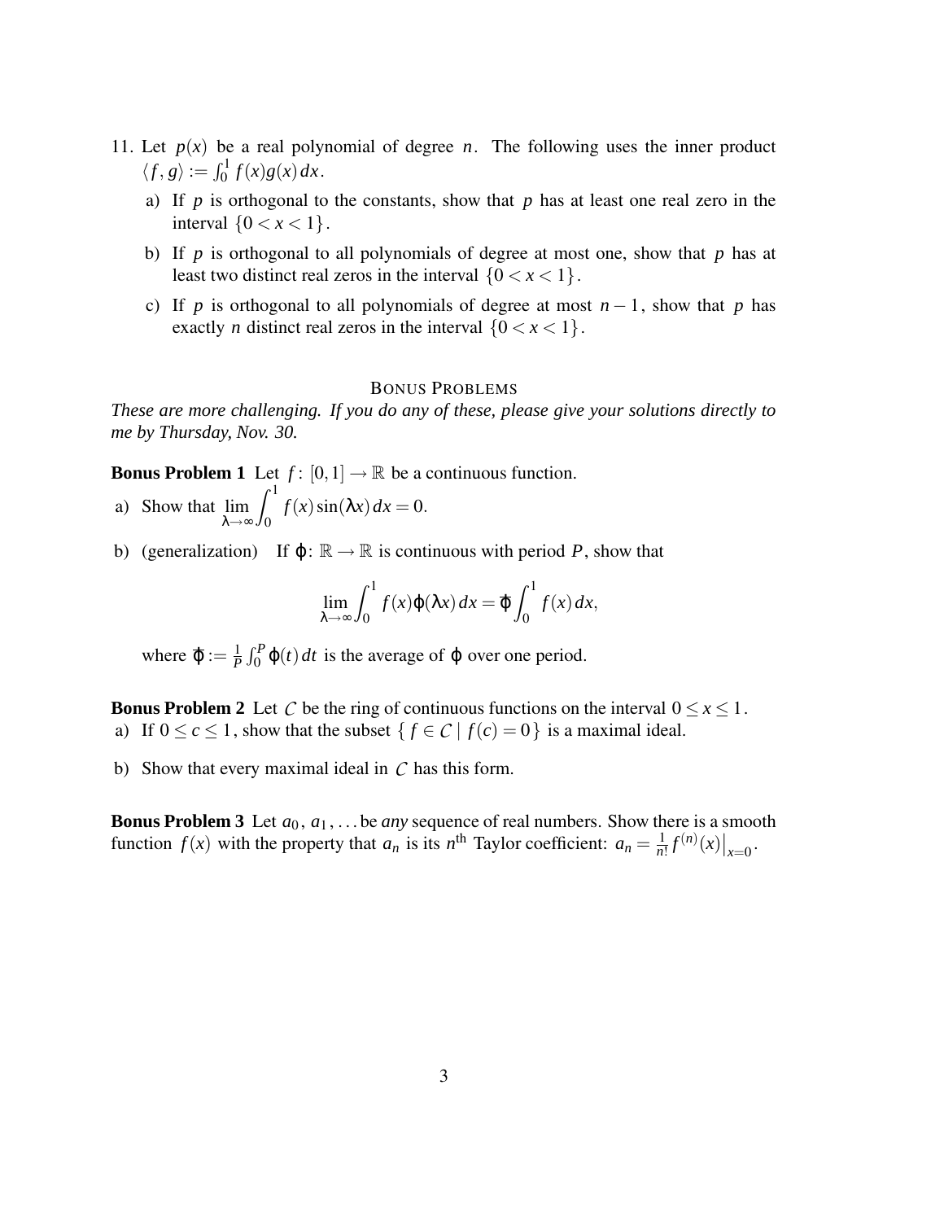11. Let $p(x)$ be a real polynomial of degree $n$. The following uses the inner product $\langle f, g \rangle := \int_0^1 f(x)g(x)\,dx$.

    a) If $p$ is orthogonal to the constants, show that $p$ has at least one real zero in the interval $\{0 < x < 1\}$.

    b) If $p$ is orthogonal to all polynomials of degree at most one, show that $p$ has at least two distinct real zeros in the interval $\{0 < x < 1\}$.

    c) If $p$ is orthogonal to all polynomials of degree at most $n-1$, show that $p$ has exactly $n$ distinct real zeros in the interval $\{0 < x < 1\}$.

## BONUS PROBLEMS

*These are more challenging. If you do any of these, please give your solutions directly to me by Thursday, Nov. 30.*

**Bonus Problem 1** Let $f\colon [0,1] \to \mathbb{R}$ be a continuous function.

a) Show that $\lim_{\lambda \to \infty} \int_0^1 f(x)\sin(\lambda x)\,dx = 0$.

b) (generalization) If $\varphi\colon \mathbb{R} \to \mathbb{R}$ is continuous with period $P$, show that

$$\lim_{\lambda \to \infty} \int_0^1 f(x)\varphi(\lambda x)\,dx = \bar{\varphi} \int_0^1 f(x)\,dx,$$

where $\bar{\varphi} := \frac{1}{P}\int_0^P \varphi(t)\,dt$ is the average of $\varphi$ over one period.

**Bonus Problem 2** Let $\mathcal{C}$ be the ring of continuous functions on the interval $0 \le x \le 1$.

a) If $0 \le c \le 1$, show that the subset $\{\, f \in \mathcal{C} \mid f(c) = 0 \,\}$ is a maximal ideal.

b) Show that every maximal ideal in $\mathcal{C}$ has this form.

**Bonus Problem 3** Let $a_0, a_1, \ldots$ be *any* sequence of real numbers. Show there is a smooth function $f(x)$ with the property that $a_n$ is its $n^{\text{th}}$ Taylor coefficient: $a_n = \frac{1}{n!} f^{(n)}(x)\big|_{x=0}$.